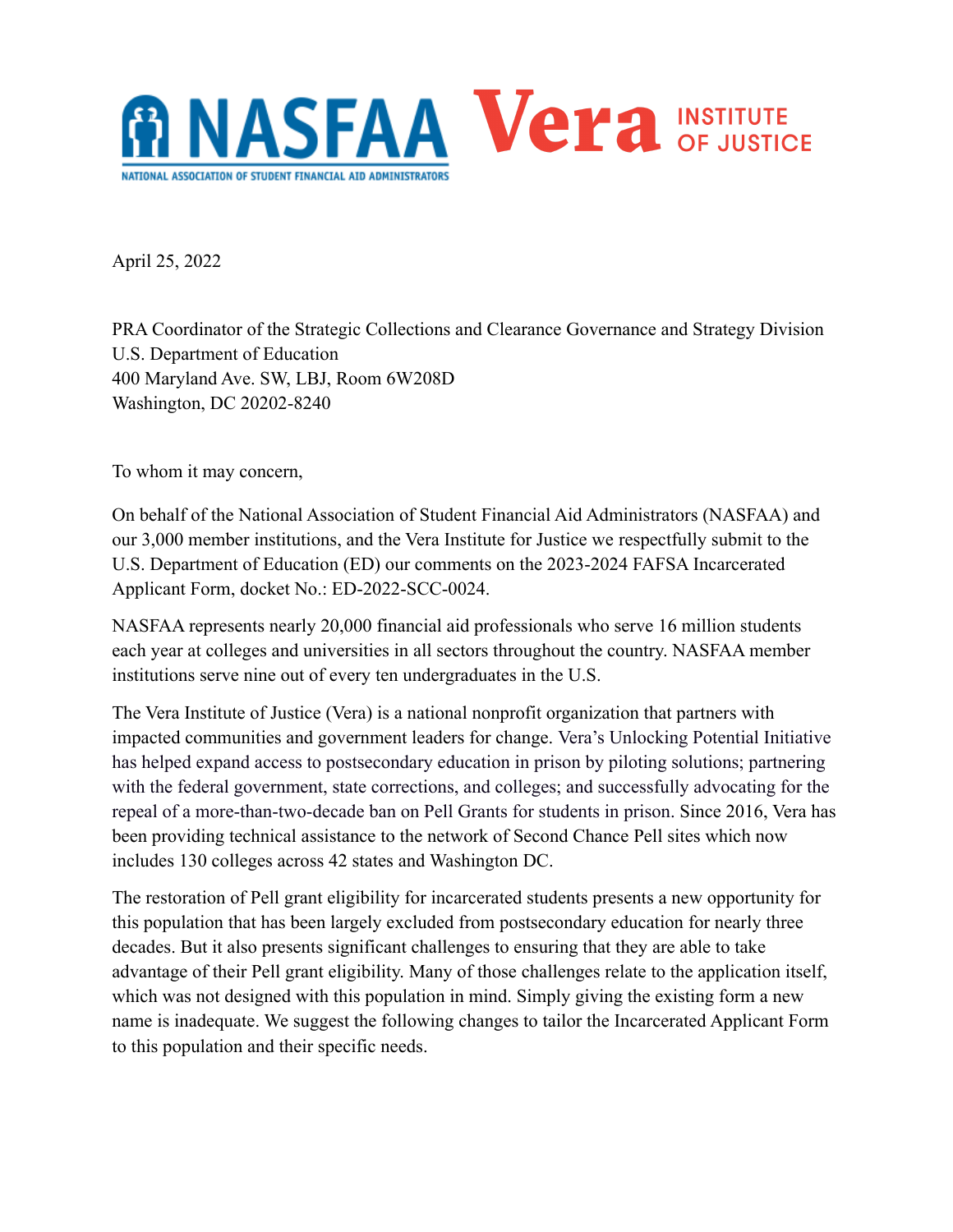NASFAA — NATIONAL ASSOCIATION OF STUDENT FINANCIAL AID ADMINISTRATORS

Vera INSTITUTE OF JUSTICE

April 25, 2022

PRA Coordinator of the Strategic Collections and Clearance Governance and Strategy Division
U.S. Department of Education
400 Maryland Ave. SW, LBJ, Room 6W208D
Washington, DC 20202-8240

To whom it may concern,

On behalf of the National Association of Student Financial Aid Administrators (NASFAA) and our 3,000 member institutions, and the Vera Institute for Justice we respectfully submit to the U.S. Department of Education (ED) our comments on the 2023-2024 FAFSA Incarcerated Applicant Form, docket No.: ED-2022-SCC-0024.

NASFAA represents nearly 20,000 financial aid professionals who serve 16 million students each year at colleges and universities in all sectors throughout the country. NASFAA member institutions serve nine out of every ten undergraduates in the U.S.

The Vera Institute of Justice (Vera) is a national nonprofit organization that partners with impacted communities and government leaders for change. Vera's Unlocking Potential Initiative has helped expand access to postsecondary education in prison by piloting solutions; partnering with the federal government, state corrections, and colleges; and successfully advocating for the repeal of a more-than-two-decade ban on Pell Grants for students in prison. Since 2016, Vera has been providing technical assistance to the network of Second Chance Pell sites which now includes 130 colleges across 42 states and Washington DC.

The restoration of Pell grant eligibility for incarcerated students presents a new opportunity for this population that has been largely excluded from postsecondary education for nearly three decades. But it also presents significant challenges to ensuring that they are able to take advantage of their Pell grant eligibility. Many of those challenges relate to the application itself, which was not designed with this population in mind. Simply giving the existing form a new name is inadequate. We suggest the following changes to tailor the Incarcerated Applicant Form to this population and their specific needs.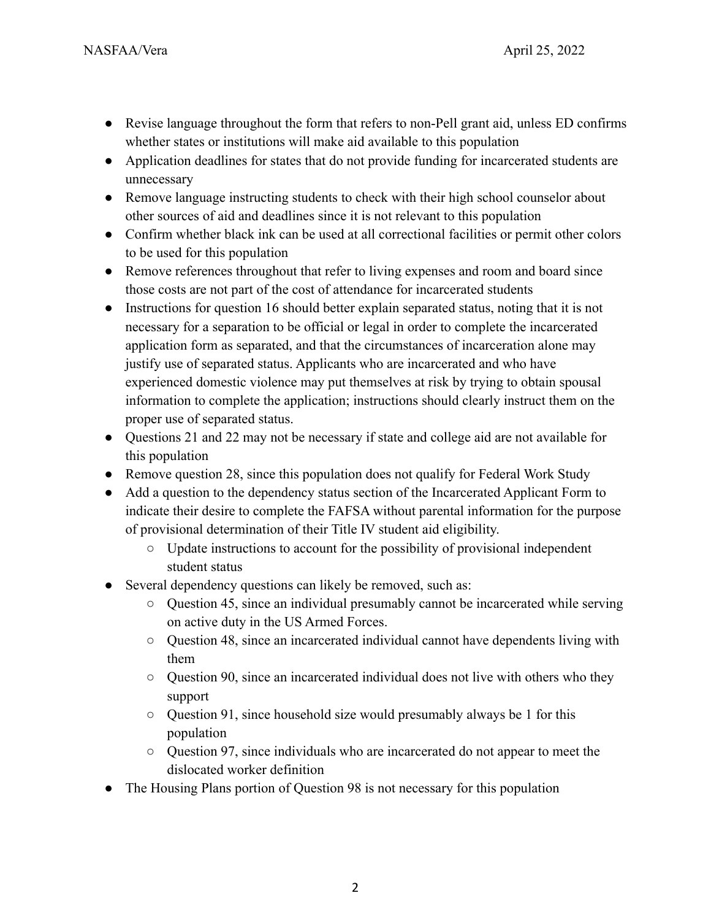- Revise language throughout the form that refers to non-Pell grant aid, unless ED confirms whether states or institutions will make aid available to this population
- Application deadlines for states that do not provide funding for incarcerated students are unnecessary
- Remove language instructing students to check with their high school counselor about other sources of aid and deadlines since it is not relevant to this population
- Confirm whether black ink can be used at all correctional facilities or permit other colors to be used for this population
- Remove references throughout that refer to living expenses and room and board since those costs are not part of the cost of attendance for incarcerated students
- Instructions for question 16 should better explain separated status, noting that it is not necessary for a separation to be official or legal in order to complete the incarcerated application form as separated, and that the circumstances of incarceration alone may justify use of separated status. Applicants who are incarcerated and who have experienced domestic violence may put themselves at risk by trying to obtain spousal information to complete the application; instructions should clearly instruct them on the proper use of separated status.
- Questions 21 and 22 may not be necessary if state and college aid are not available for this population
- Remove question 28, since this population does not qualify for Federal Work Study
- Add a question to the dependency status section of the Incarcerated Applicant Form to indicate their desire to complete the FAFSA without parental information for the purpose of provisional determination of their Title IV student aid eligibility.
    - Update instructions to account for the possibility of provisional independent student status
- Several dependency questions can likely be removed, such as:
    - Question 45, since an individual presumably cannot be incarcerated while serving on active duty in the US Armed Forces.
    - Question 48, since an incarcerated individual cannot have dependents living with them
    - Question 90, since an incarcerated individual does not live with others who they support
    - Question 91, since household size would presumably always be 1 for this population
    - Question 97, since individuals who are incarcerated do not appear to meet the dislocated worker definition
- The Housing Plans portion of Question 98 is not necessary for this population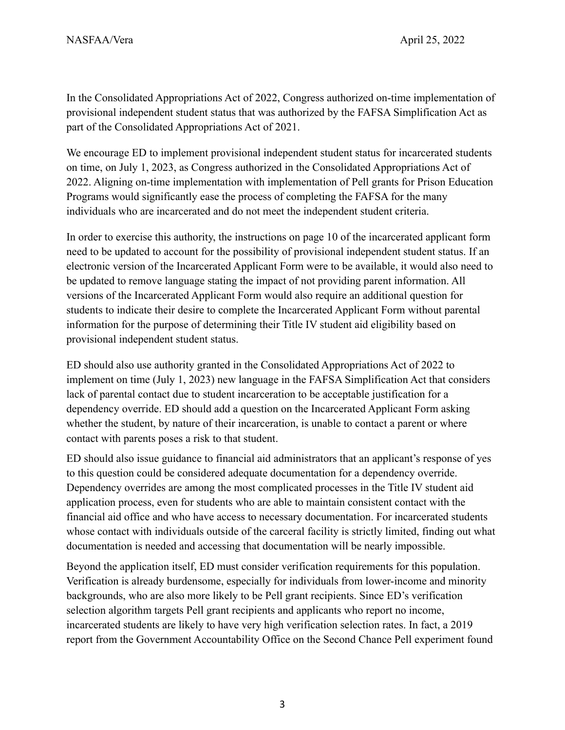In the Consolidated Appropriations Act of 2022, Congress authorized on-time implementation of provisional independent student status that was authorized by the FAFSA Simplification Act as part of the Consolidated Appropriations Act of 2021.

We encourage ED to implement provisional independent student status for incarcerated students on time, on July 1, 2023, as Congress authorized in the Consolidated Appropriations Act of 2022. Aligning on-time implementation with implementation of Pell grants for Prison Education Programs would significantly ease the process of completing the FAFSA for the many individuals who are incarcerated and do not meet the independent student criteria.

In order to exercise this authority, the instructions on page 10 of the incarcerated applicant form need to be updated to account for the possibility of provisional independent student status. If an electronic version of the Incarcerated Applicant Form were to be available, it would also need to be updated to remove language stating the impact of not providing parent information. All versions of the Incarcerated Applicant Form would also require an additional question for students to indicate their desire to complete the Incarcerated Applicant Form without parental information for the purpose of determining their Title IV student aid eligibility based on provisional independent student status.

ED should also use authority granted in the Consolidated Appropriations Act of 2022 to implement on time (July 1, 2023) new language in the FAFSA Simplification Act that considers lack of parental contact due to student incarceration to be acceptable justification for a dependency override. ED should add a question on the Incarcerated Applicant Form asking whether the student, by nature of their incarceration, is unable to contact a parent or where contact with parents poses a risk to that student.

ED should also issue guidance to financial aid administrators that an applicant's response of yes to this question could be considered adequate documentation for a dependency override. Dependency overrides are among the most complicated processes in the Title IV student aid application process, even for students who are able to maintain consistent contact with the financial aid office and who have access to necessary documentation. For incarcerated students whose contact with individuals outside of the carceral facility is strictly limited, finding out what documentation is needed and accessing that documentation will be nearly impossible.

Beyond the application itself, ED must consider verification requirements for this population. Verification is already burdensome, especially for individuals from lower-income and minority backgrounds, who are also more likely to be Pell grant recipients. Since ED's verification selection algorithm targets Pell grant recipients and applicants who report no income, incarcerated students are likely to have very high verification selection rates. In fact, a 2019 report from the Government Accountability Office on the Second Chance Pell experiment found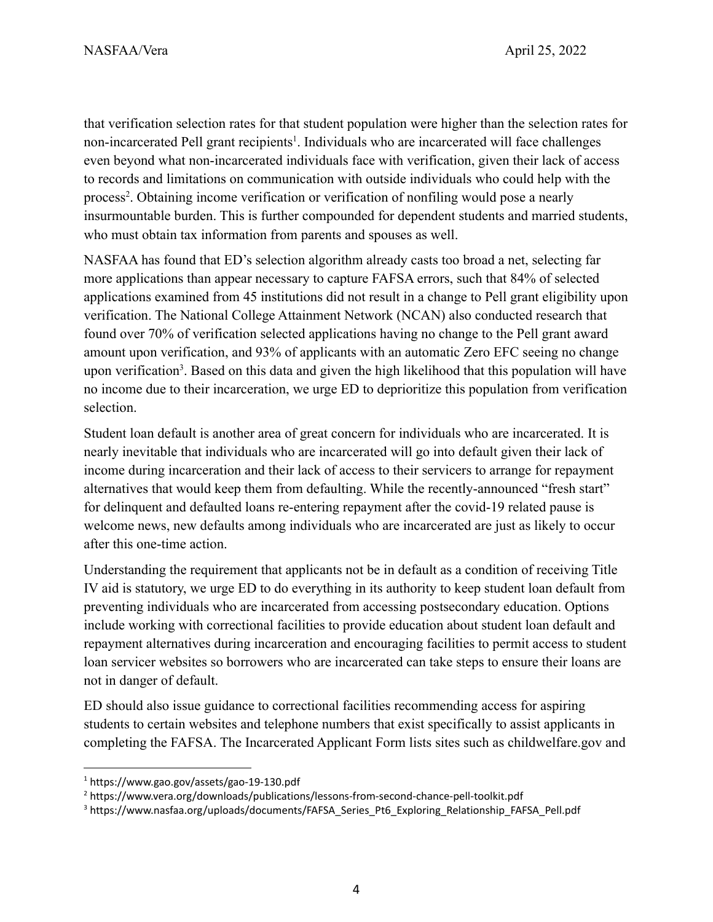that verification selection rates for that student population were higher than the selection rates for non-incarcerated Pell grant recipients[1]. Individuals who are incarcerated will face challenges even beyond what non-incarcerated individuals face with verification, given their lack of access to records and limitations on communication with outside individuals who could help with the process[2]. Obtaining income verification or verification of nonfiling would pose a nearly insurmountable burden. This is further compounded for dependent students and married students, who must obtain tax information from parents and spouses as well.

NASFAA has found that ED's selection algorithm already casts too broad a net, selecting far more applications than appear necessary to capture FAFSA errors, such that 84% of selected applications examined from 45 institutions did not result in a change to Pell grant eligibility upon verification. The National College Attainment Network (NCAN) also conducted research that found over 70% of verification selected applications having no change to the Pell grant award amount upon verification, and 93% of applicants with an automatic Zero EFC seeing no change upon verification[3]. Based on this data and given the high likelihood that this population will have no income due to their incarceration, we urge ED to deprioritize this population from verification selection.

Student loan default is another area of great concern for individuals who are incarcerated. It is nearly inevitable that individuals who are incarcerated will go into default given their lack of income during incarceration and their lack of access to their servicers to arrange for repayment alternatives that would keep them from defaulting. While the recently-announced "fresh start" for delinquent and defaulted loans re-entering repayment after the covid-19 related pause is welcome news, new defaults among individuals who are incarcerated are just as likely to occur after this one-time action.

Understanding the requirement that applicants not be in default as a condition of receiving Title IV aid is statutory, we urge ED to do everything in its authority to keep student loan default from preventing individuals who are incarcerated from accessing postsecondary education. Options include working with correctional facilities to provide education about student loan default and repayment alternatives during incarceration and encouraging facilities to permit access to student loan servicer websites so borrowers who are incarcerated can take steps to ensure their loans are not in danger of default.

ED should also issue guidance to correctional facilities recommending access for aspiring students to certain websites and telephone numbers that exist specifically to assist applicants in completing the FAFSA. The Incarcerated Applicant Form lists sites such as childwelfare.gov and

---

[1] https://www.gao.gov/assets/gao-19-130.pdf

[2] https://www.vera.org/downloads/publications/lessons-from-second-chance-pell-toolkit.pdf

[3] https://www.nasfaa.org/uploads/documents/FAFSA_Series_Pt6_Exploring_Relationship_FAFSA_Pell.pdf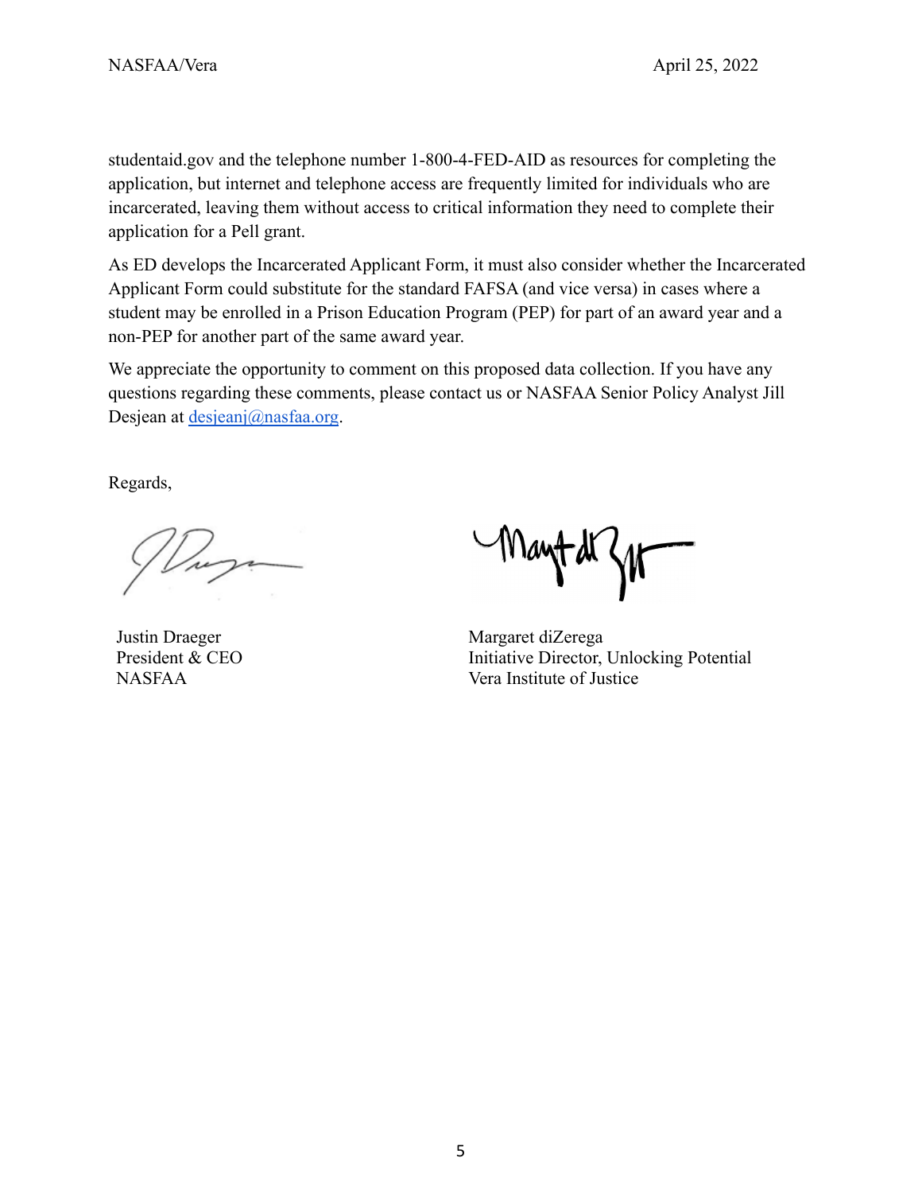studentaid.gov and the telephone number 1-800-4-FED-AID as resources for completing the application, but internet and telephone access are frequently limited for individuals who are incarcerated, leaving them without access to critical information they need to complete their application for a Pell grant.

As ED develops the Incarcerated Applicant Form, it must also consider whether the Incarcerated Applicant Form could substitute for the standard FAFSA (and vice versa) in cases where a student may be enrolled in a Prison Education Program (PEP) for part of an award year and a non-PEP for another part of the same award year.

We appreciate the opportunity to comment on this proposed data collection. If you have any questions regarding these comments, please contact us or NASFAA Senior Policy Analyst Jill Desjean at [desjeanj@nasfaa.org](mailto:desjeanj@nasfaa.org).

Regards,

Justin Draeger
President & CEO
NASFAA

Margaret diZerega
Initiative Director, Unlocking Potential
Vera Institute of Justice